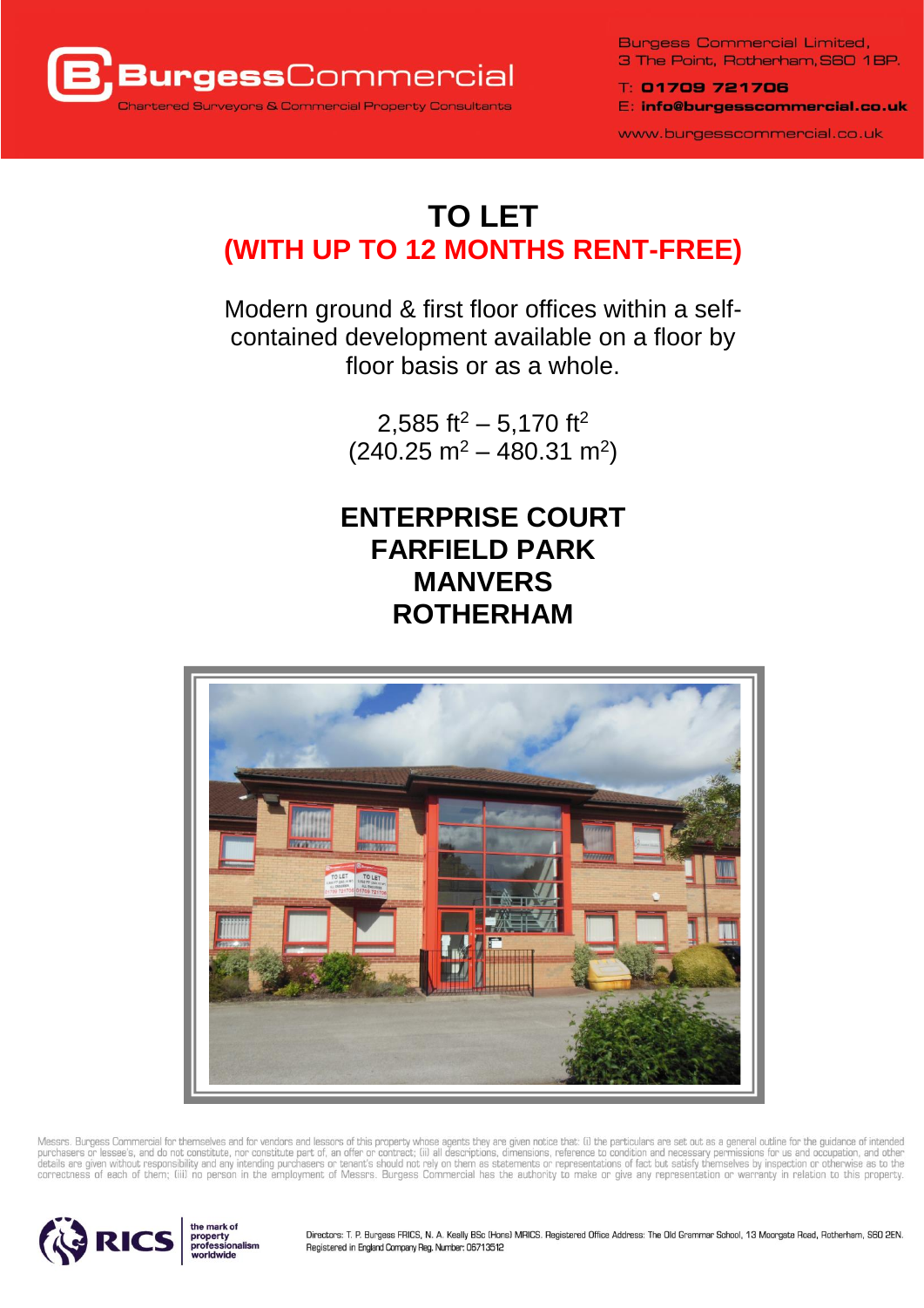**Burgess Commercial**
Chartered Surveyors & Commercial Property Consultants

Burgess Commercial Limited,
3 The Point, Rotherham, S60 1BP.

T: **01709 721706**
E: **info@burgesscommercial.co.uk**

www.burgesscommercial.co.uk

# TO LET

## (WITH UP TO 12 MONTHS RENT-FREE)

Modern ground & first floor offices within a self-contained development available on a floor by floor basis or as a whole.

2,585 ft$^2$ – 5,170 ft$^2$
(240.25 m$^2$ – 480.31 m$^2$)

## ENTERPRISE COURT
## FARFIELD PARK
## MANVERS
## ROTHERHAM

Messrs. Burgess Commercial for themselves and for vendors and lessors of this property whose agents they are given notice that: (i) the particulars are set out as a general outline for the guidance of intended purchasers or lessee's, and do not constitute, nor constitute part of, an offer or contract; (ii) all descriptions, dimensions, reference to condition and necessary permissions for us and occupation, and other details are given without responsibility and any intending purchasers or tenant's should not rely on them as statements or representations of fact but satisfy themselves by inspection or otherwise as to the correctness of each of them; (iii) no person in the employment of Messrs. Burgess Commercial has the authority to make or give any representation or warranty in relation to this property.

RICS the mark of property professionalism worldwide

Directors: T. P. Burgess FRICS, N. A. Keally BSc (Hons) MRICS. Registered Office Address: The Old Grammar School, 13 Moorgate Road, Rotherham, S60 2EN.
Registered in England Company Reg. Number: 05713512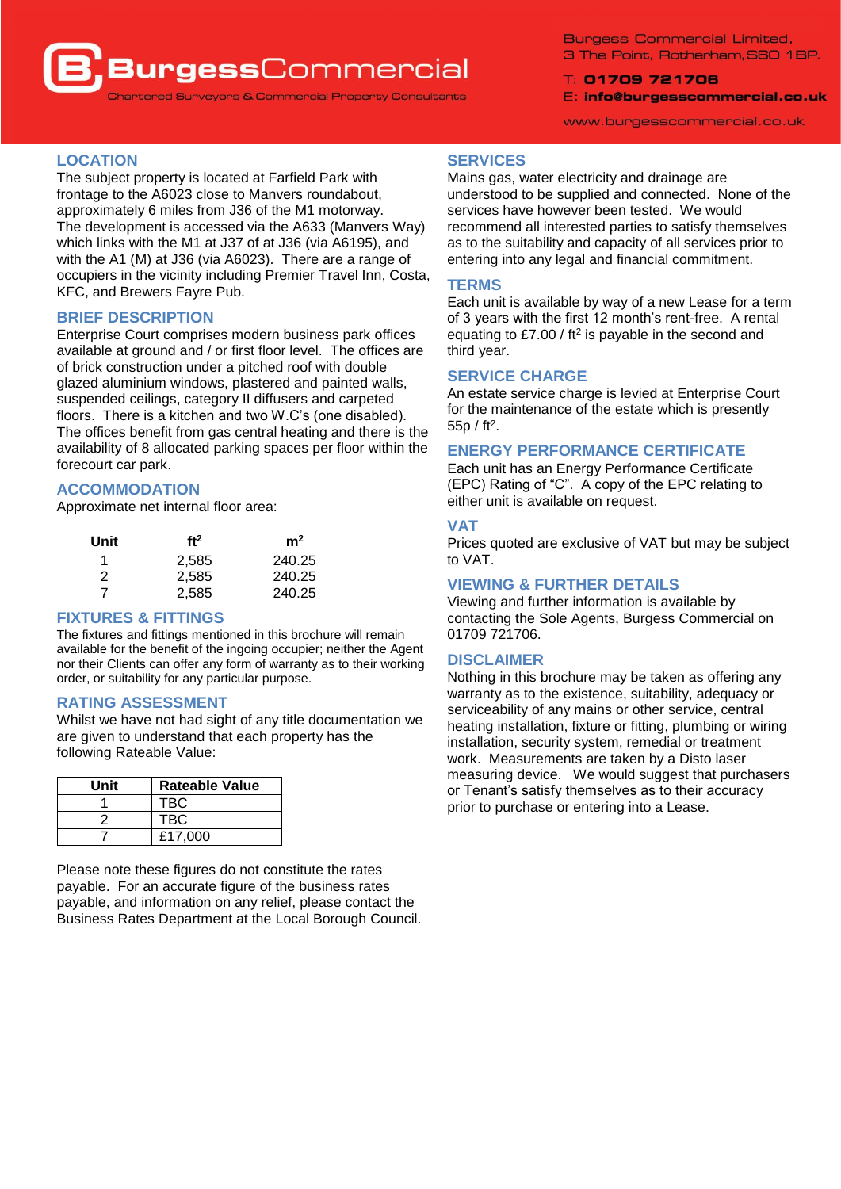BurgessCommercial

Chartered Surveyors & Commercial Property Consultants

Burgess Commercial Limited,
3 The Point, Rotherham, S60 1BP.

T: **01709 721706**
E: **info@burgesscommercial.co.uk**

www.burgesscommercial.co.uk

## LOCATION

The subject property is located at Farfield Park with frontage to the A6023 close to Manvers roundabout, approximately 6 miles from J36 of the M1 motorway.
The development is accessed via the A633 (Manvers Way) which links with the M1 at J37 of at J36 (via A6195), and with the A1 (M) at J36 (via A6023). There are a range of occupiers in the vicinity including Premier Travel Inn, Costa, KFC, and Brewers Fayre Pub.

## BRIEF DESCRIPTION

Enterprise Court comprises modern business park offices available at ground and / or first floor level. The offices are of brick construction under a pitched roof with double glazed aluminium windows, plastered and painted walls, suspended ceilings, category II diffusers and carpeted floors. There is a kitchen and two W.C's (one disabled). The offices benefit from gas central heating and there is the availability of 8 allocated parking spaces per floor within the forecourt car park.

## ACCOMMODATION

Approximate net internal floor area:

| Unit | $ft^2$ | $m^2$ |
|---|---|---|
| 1 | 2,585 | 240.25 |
| 2 | 2,585 | 240.25 |
| 7 | 2,585 | 240.25 |

## FIXTURES & FITTINGS

The fixtures and fittings mentioned in this brochure will remain available for the benefit of the ingoing occupier; neither the Agent nor their Clients can offer any form of warranty as to their working order, or suitability for any particular purpose.

## RATING ASSESSMENT

Whilst we have not had sight of any title documentation we are given to understand that each property has the following Rateable Value:

| Unit | Rateable Value |
|---|---|
| 1 | TBC |
| 2 | TBC |
| 7 | £17,000 |

Please note these figures do not constitute the rates payable. For an accurate figure of the business rates payable, and information on any relief, please contact the Business Rates Department at the Local Borough Council.

## SERVICES

Mains gas, water electricity and drainage are understood to be supplied and connected. None of the services have however been tested. We would recommend all interested parties to satisfy themselves as to the suitability and capacity of all services prior to entering into any legal and financial commitment.

## TERMS

Each unit is available by way of a new Lease for a term of 3 years with the first 12 month's rent-free. A rental equating to £7.00 / $ft^2$ is payable in the second and third year.

## SERVICE CHARGE

An estate service charge is levied at Enterprise Court for the maintenance of the estate which is presently 55p / $ft^2$.

## ENERGY PERFORMANCE CERTIFICATE

Each unit has an Energy Performance Certificate (EPC) Rating of "C". A copy of the EPC relating to either unit is available on request.

## VAT

Prices quoted are exclusive of VAT but may be subject to VAT.

## VIEWING & FURTHER DETAILS

Viewing and further information is available by contacting the Sole Agents, Burgess Commercial on 01709 721706.

## DISCLAIMER

Nothing in this brochure may be taken as offering any warranty as to the existence, suitability, adequacy or serviceability of any mains or other service, central heating installation, fixture or fitting, plumbing or wiring installation, security system, remedial or treatment work. Measurements are taken by a Disto laser measuring device. We would suggest that purchasers or Tenant's satisfy themselves as to their accuracy prior to purchase or entering into a Lease.